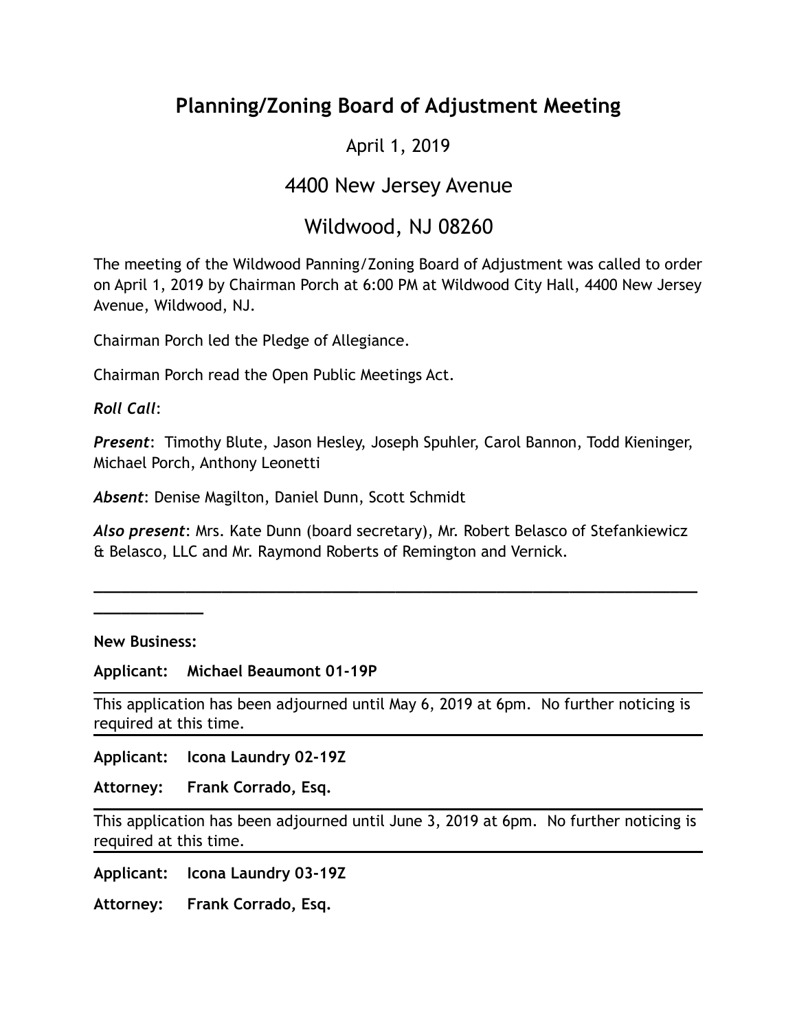# Planning/Zoning Board of Adjustment Meeting

April 1, 2019

4400 New Jersey Avenue

Wildwood, NJ 08260

The meeting of the Wildwood Panning/Zoning Board of Adjustment was called to order on April 1, 2019 by Chairman Porch at 6:00 PM at Wildwood City Hall, 4400 New Jersey Avenue, Wildwood, NJ.

Chairman Porch led the Pledge of Allegiance.

Chairman Porch read the Open Public Meetings Act.

***Roll Call***:

***Present***: Timothy Blute, Jason Hesley, Joseph Spuhler, Carol Bannon, Todd Kieninger, Michael Porch, Anthony Leonetti

***Absent***: Denise Magilton, Daniel Dunn, Scott Schmidt

***Also present***: Mrs. Kate Dunn (board secretary), Mr. Robert Belasco of Stefankiewicz & Belasco, LLC and Mr. Raymond Roberts of Remington and Vernick.

---

**New Business:**

**Applicant: Michael Beaumont 01-19P**

---

This application has been adjourned until May 6, 2019 at 6pm. No further noticing is required at this time.

---

**Applicant: Icona Laundry 02-19Z**

**Attorney: Frank Corrado, Esq.**

---

This application has been adjourned until June 3, 2019 at 6pm. No further noticing is required at this time.

---

**Applicant: Icona Laundry 03-19Z**

**Attorney: Frank Corrado, Esq.**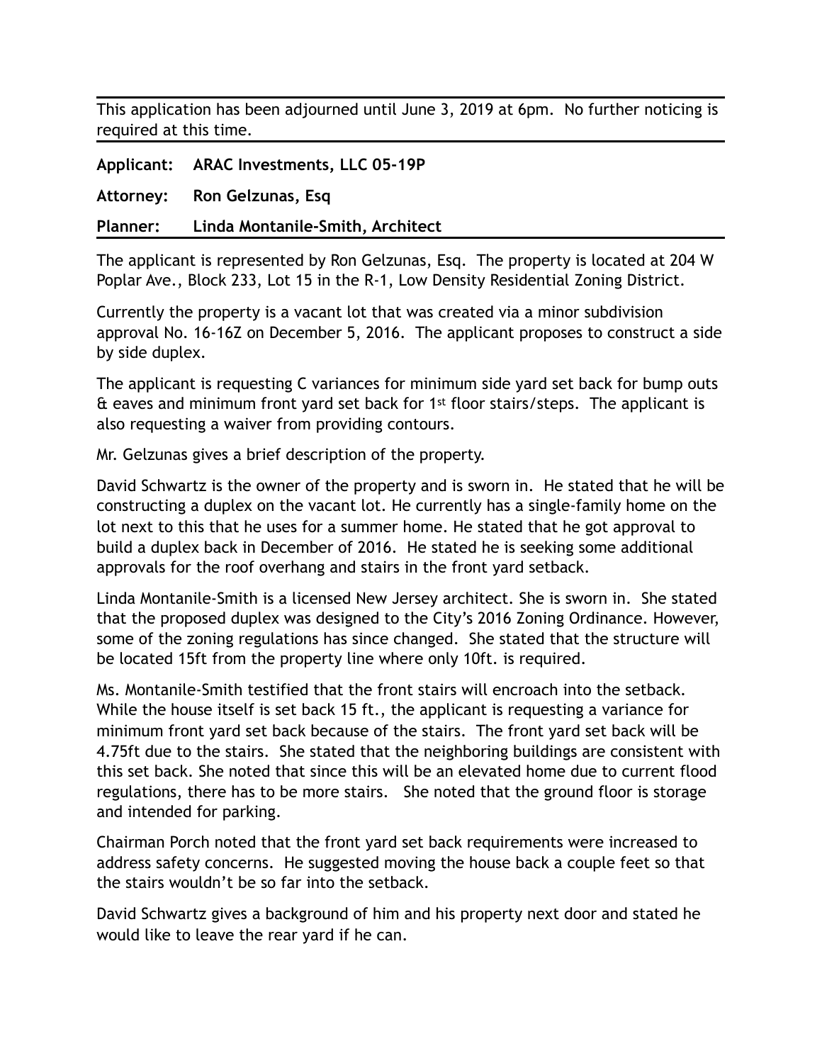This application has been adjourned until June 3, 2019 at 6pm. No further noticing is required at this time.

**Applicant: ARAC Investments, LLC 05-19P**

**Attorney: Ron Gelzunas, Esq**

**Planner: Linda Montanile-Smith, Architect**

The applicant is represented by Ron Gelzunas, Esq. The property is located at 204 W Poplar Ave., Block 233, Lot 15 in the R-1, Low Density Residential Zoning District.

Currently the property is a vacant lot that was created via a minor subdivision approval No. 16-16Z on December 5, 2016. The applicant proposes to construct a side by side duplex.

The applicant is requesting C variances for minimum side yard set back for bump outs & eaves and minimum front yard set back for 1st floor stairs/steps. The applicant is also requesting a waiver from providing contours.

Mr. Gelzunas gives a brief description of the property.

David Schwartz is the owner of the property and is sworn in. He stated that he will be constructing a duplex on the vacant lot. He currently has a single-family home on the lot next to this that he uses for a summer home. He stated that he got approval to build a duplex back in December of 2016. He stated he is seeking some additional approvals for the roof overhang and stairs in the front yard setback.

Linda Montanile-Smith is a licensed New Jersey architect. She is sworn in. She stated that the proposed duplex was designed to the City's 2016 Zoning Ordinance. However, some of the zoning regulations has since changed. She stated that the structure will be located 15ft from the property line where only 10ft. is required.

Ms. Montanile-Smith testified that the front stairs will encroach into the setback. While the house itself is set back 15 ft., the applicant is requesting a variance for minimum front yard set back because of the stairs. The front yard set back will be 4.75ft due to the stairs. She stated that the neighboring buildings are consistent with this set back. She noted that since this will be an elevated home due to current flood regulations, there has to be more stairs. She noted that the ground floor is storage and intended for parking.

Chairman Porch noted that the front yard set back requirements were increased to address safety concerns. He suggested moving the house back a couple feet so that the stairs wouldn't be so far into the setback.

David Schwartz gives a background of him and his property next door and stated he would like to leave the rear yard if he can.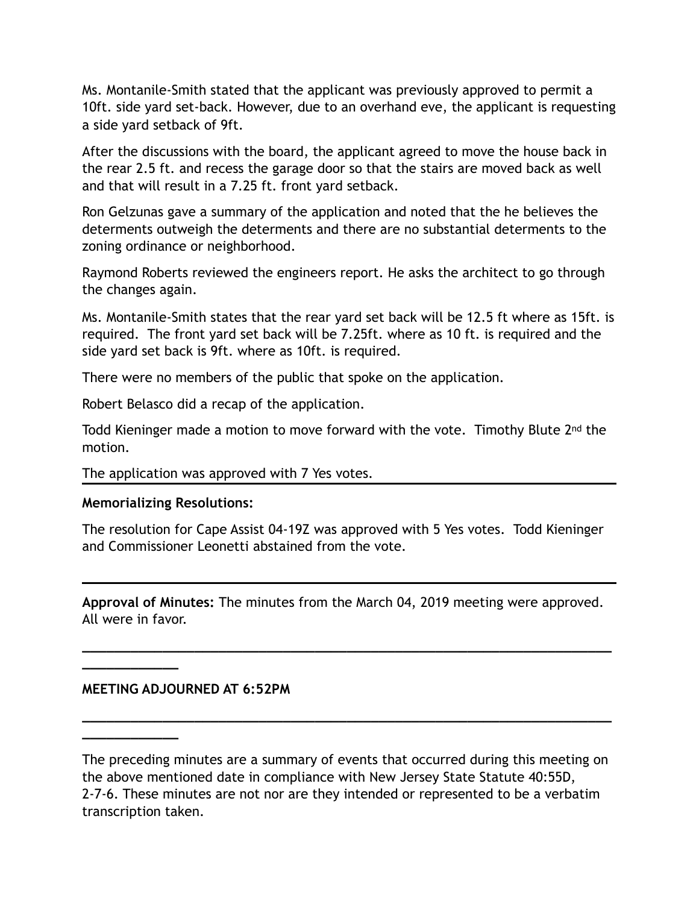Ms. Montanile-Smith stated that the applicant was previously approved to permit a 10ft. side yard set-back. However, due to an overhand eve, the applicant is requesting a side yard setback of 9ft.

After the discussions with the board, the applicant agreed to move the house back in the rear 2.5 ft. and recess the garage door so that the stairs are moved back as well and that will result in a 7.25 ft. front yard setback.

Ron Gelzunas gave a summary of the application and noted that the he believes the determents outweigh the determents and there are no substantial determents to the zoning ordinance or neighborhood.

Raymond Roberts reviewed the engineers report. He asks the architect to go through the changes again.

Ms. Montanile-Smith states that the rear yard set back will be 12.5 ft where as 15ft. is required. The front yard set back will be 7.25ft. where as 10 ft. is required and the side yard set back is 9ft. where as 10ft. is required.

There were no members of the public that spoke on the application.

Robert Belasco did a recap of the application.

Todd Kieninger made a motion to move forward with the vote. Timothy Blute 2nd the motion.

The application was approved with 7 Yes votes.

---

**Memorializing Resolutions:**

The resolution for Cape Assist 04-19Z was approved with 5 Yes votes. Todd Kieninger and Commissioner Leonetti abstained from the vote.

---

**Approval of Minutes:** The minutes from the March 04, 2019 meeting were approved. All were in favor.

---

**MEETING ADJOURNED AT 6:52PM**

---

The preceding minutes are a summary of events that occurred during this meeting on the above mentioned date in compliance with New Jersey State Statute 40:55D, 2-7-6. These minutes are not nor are they intended or represented to be a verbatim transcription taken.